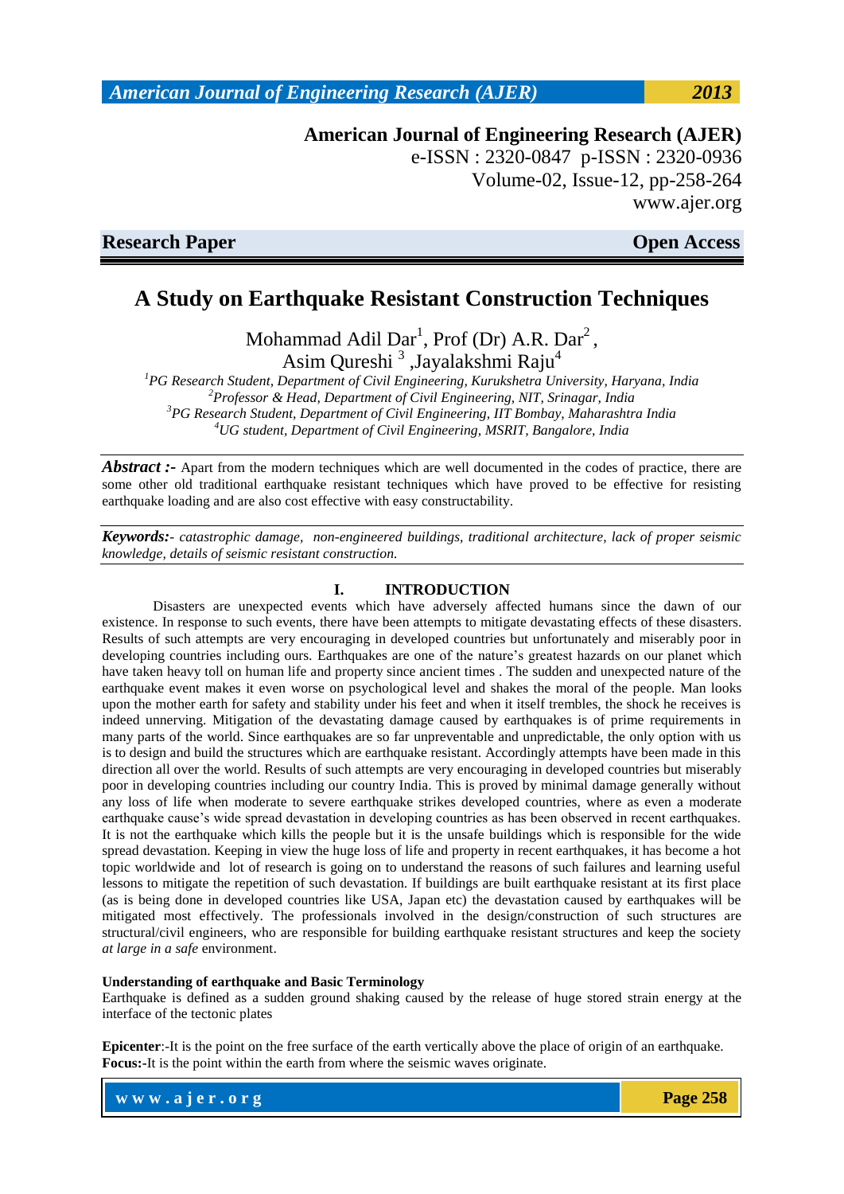**Research Paper** **Open Access**

# A Study on Earthquake Resistant Construction Techniques

Mohammad Adil Dar[1], Prof (Dr) A.R. Dar[2], Asim Qureshi [3], Jayalakshmi Raju[4]

[1]*PG Research Student, Department of Civil Engineering, Kurukshetra University, Haryana, India*
[2]*Professor & Head, Department of Civil Engineering, NIT, Srinagar, India*
[3]*PG Research Student, Department of Civil Engineering, IIT Bombay, Maharashtra India*
[4]*UG student, Department of Civil Engineering, MSRIT, Bangalore, India*

***Abstract :-*** Apart from the modern techniques which are well documented in the codes of practice, there are some other old traditional earthquake resistant techniques which have proved to be effective for resisting earthquake loading and are also cost effective with easy constructability.

***Keywords:-*** *catastrophic damage, non-engineered buildings, traditional architecture, lack of proper seismic knowledge, details of seismic resistant construction.*

## I. INTRODUCTION

Disasters are unexpected events which have adversely affected humans since the dawn of our existence. In response to such events, there have been attempts to mitigate devastating effects of these disasters. Results of such attempts are very encouraging in developed countries but unfortunately and miserably poor in developing countries including ours. Earthquakes are one of the nature's greatest hazards on our planet which have taken heavy toll on human life and property since ancient times . The sudden and unexpected nature of the earthquake event makes it even worse on psychological level and shakes the moral of the people. Man looks upon the mother earth for safety and stability under his feet and when it itself trembles, the shock he receives is indeed unnerving. Mitigation of the devastating damage caused by earthquakes is of prime requirements in many parts of the world. Since earthquakes are so far unpreventable and unpredictable, the only option with us is to design and build the structures which are earthquake resistant. Accordingly attempts have been made in this direction all over the world. Results of such attempts are very encouraging in developed countries but miserably poor in developing countries including our country India. This is proved by minimal damage generally without any loss of life when moderate to severe earthquake strikes developed countries, where as even a moderate earthquake cause's wide spread devastation in developing countries as has been observed in recent earthquakes. It is not the earthquake which kills the people but it is the unsafe buildings which is responsible for the wide spread devastation. Keeping in view the huge loss of life and property in recent earthquakes, it has become a hot topic worldwide and lot of research is going on to understand the reasons of such failures and learning useful lessons to mitigate the repetition of such devastation. If buildings are built earthquake resistant at its first place (as is being done in developed countries like USA, Japan etc) the devastation caused by earthquakes will be mitigated most effectively. The professionals involved in the design/construction of such structures are structural/civil engineers, who are responsible for building earthquake resistant structures and keep the society *at large in a safe* environment.

**Understanding of earthquake and Basic Terminology**

Earthquake is defined as a sudden ground shaking caused by the release of huge stored strain energy at the interface of the tectonic plates

**Epicenter**:-It is the point on the free surface of the earth vertically above the place of origin of an earthquake.
**Focus:-**It is the point within the earth from where the seismic waves originate.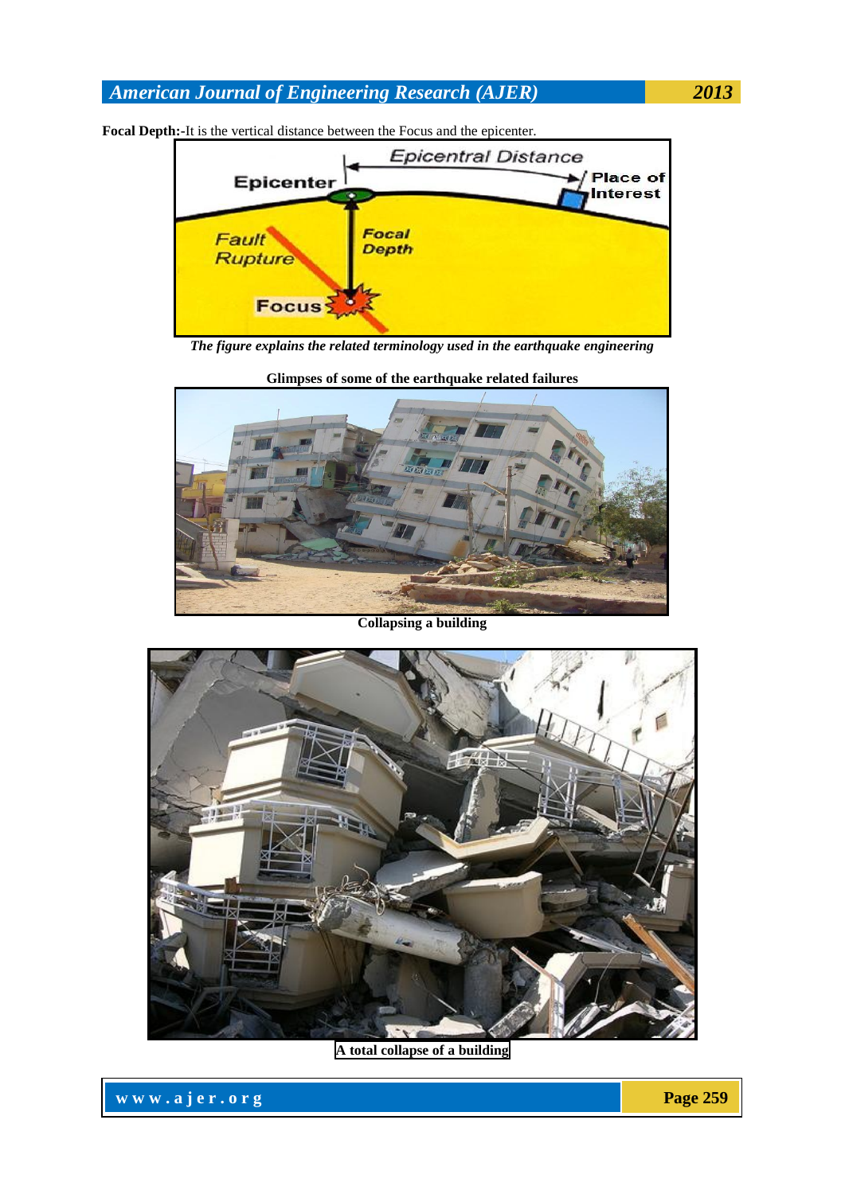**Focal Depth:-**It is the vertical distance between the Focus and the epicenter.

*The figure explains the related terminology used in the earthquake engineering*

**Glimpses of some of the earthquake related failures**

**Collapsing a building**

**A total collapse of a building**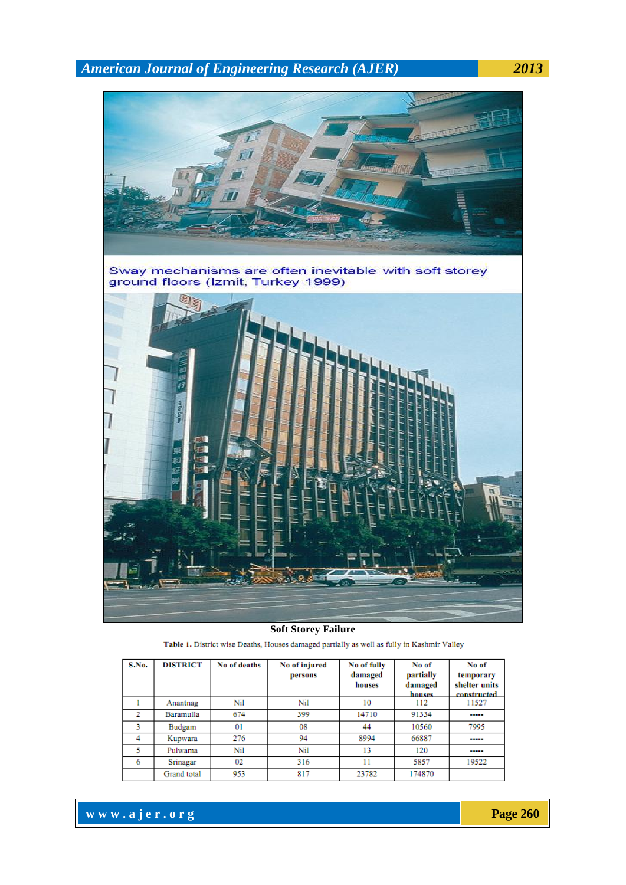Sway mechanisms are often inevitable with soft storey ground floors (Izmit, Turkey 1999)

**Soft Storey Failure**

**Table 1.** District wise Deaths, Houses damaged partially as well as fully in Kashmir Valley

| S.No. | DISTRICT | No of deaths | No of injured persons | No of fully damaged houses | No of partially damaged houses | No of temporary shelter units constructed |
|---|---|---|---|---|---|---|
| 1 | Anantnag | Nil | Nil | 10 | 112 | 11527 |
| 2 | Baramulla | 674 | 399 | 14710 | 91334 | ----- |
| 3 | Budgam | 01 | 08 | 44 | 10560 | 7995 |
| 4 | Kupwara | 276 | 94 | 8994 | 66887 | ----- |
| 5 | Pulwama | Nil | Nil | 13 | 120 | ----- |
| 6 | Srinagar | 02 | 316 | 11 | 5857 | 19522 |
| | Grand total | 953 | 817 | 23782 | 174870 | |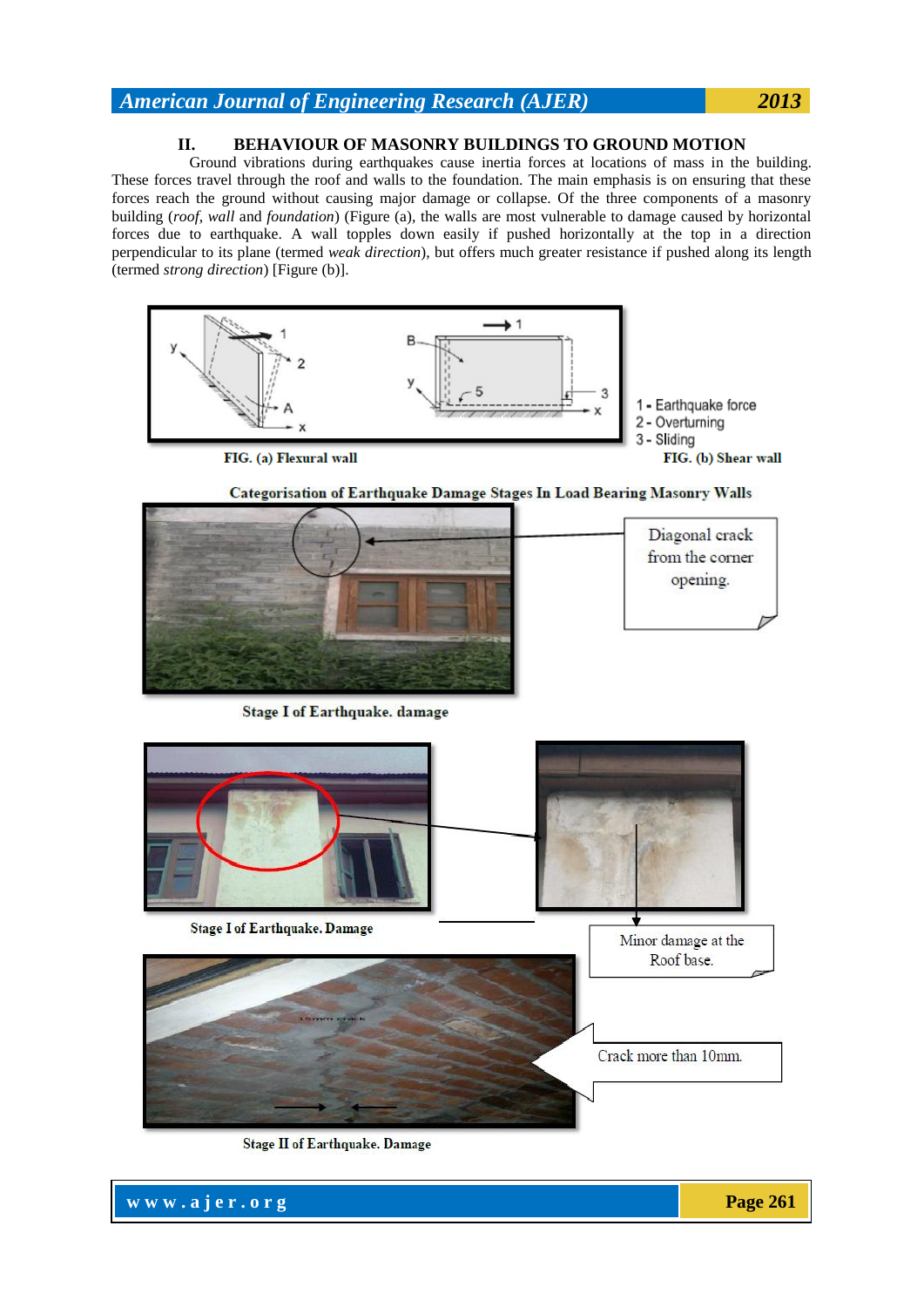## II. BEHAVIOUR OF MASONRY BUILDINGS TO GROUND MOTION

Ground vibrations during earthquakes cause inertia forces at locations of mass in the building. These forces travel through the roof and walls to the foundation. The main emphasis is on ensuring that these forces reach the ground without causing major damage or collapse. Of the three components of a masonry building (*roof, wall* and *foundation*) (Figure (a), the walls are most vulnerable to damage caused by horizontal forces due to earthquake. A wall topples down easily if pushed horizontally at the top in a direction perpendicular to its plane (termed *weak direction*), but offers much greater resistance if pushed along its length (termed *strong direction*) [Figure (b)].

1 - Earthquake force
2 - Overturning
3 - Sliding

**FIG. (a) Flexural wall**

**FIG. (b) Shear wall**

**Categorisation of Earthquake Damage Stages In Load Bearing Masonry Walls**

Diagonal crack from the corner opening.

**Stage I of Earthquake. damage**

**Stage I of Earthquake. Damage**

Minor damage at the Roof base.

Crack more than 10mm.

**Stage II of Earthquake. Damage**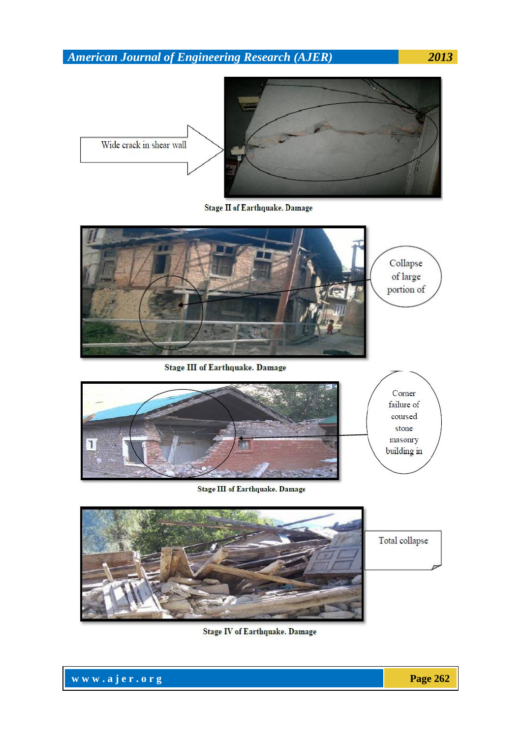Wide crack in shear wall

Stage II of Earthquake. Damage

Collapse of large portion of

Stage III of Earthquake. Damage

Corner failure of coursed stone masonry building in

Stage III of Earthquake. Damage

Total collapse

Stage IV of Earthquake. Damage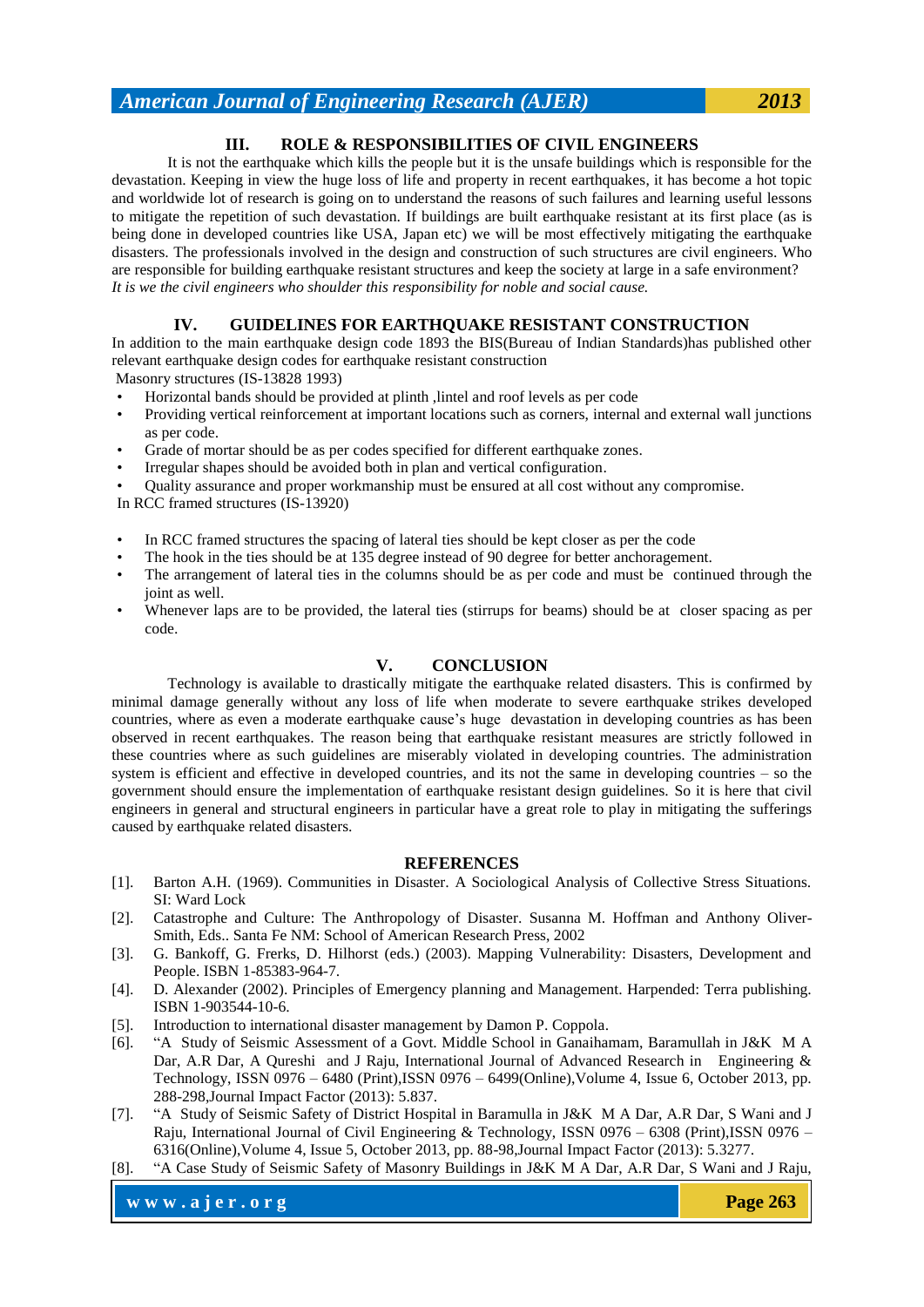## III. ROLE & RESPONSIBILITIES OF CIVIL ENGINEERS

It is not the earthquake which kills the people but it is the unsafe buildings which is responsible for the devastation. Keeping in view the huge loss of life and property in recent earthquakes, it has become a hot topic and worldwide lot of research is going on to understand the reasons of such failures and learning useful lessons to mitigate the repetition of such devastation. If buildings are built earthquake resistant at its first place (as is being done in developed countries like USA, Japan etc) we will be most effectively mitigating the earthquake disasters. The professionals involved in the design and construction of such structures are civil engineers. Who are responsible for building earthquake resistant structures and keep the society at large in a safe environment? *It is we the civil engineers who shoulder this responsibility for noble and social cause.*

## IV. GUIDELINES FOR EARTHQUAKE RESISTANT CONSTRUCTION

In addition to the main earthquake design code 1893 the BIS(Bureau of Indian Standards)has published other relevant earthquake design codes for earthquake resistant construction

Masonry structures (IS-13828 1993)

- Horizontal bands should be provided at plinth ,lintel and roof levels as per code
- Providing vertical reinforcement at important locations such as corners, internal and external wall junctions as per code.
- Grade of mortar should be as per codes specified for different earthquake zones.
- Irregular shapes should be avoided both in plan and vertical configuration.
- Quality assurance and proper workmanship must be ensured at all cost without any compromise.

In RCC framed structures (IS-13920)

- In RCC framed structures the spacing of lateral ties should be kept closer as per the code
- The hook in the ties should be at 135 degree instead of 90 degree for better anchoragement.
- The arrangement of lateral ties in the columns should be as per code and must be continued through the joint as well.
- Whenever laps are to be provided, the lateral ties (stirrups for beams) should be at closer spacing as per code.

## V. CONCLUSION

Technology is available to drastically mitigate the earthquake related disasters. This is confirmed by minimal damage generally without any loss of life when moderate to severe earthquake strikes developed countries, where as even a moderate earthquake cause's huge devastation in developing countries as has been observed in recent earthquakes. The reason being that earthquake resistant measures are strictly followed in these countries where as such guidelines are miserably violated in developing countries. The administration system is efficient and effective in developed countries, and its not the same in developing countries – so the government should ensure the implementation of earthquake resistant design guidelines. So it is here that civil engineers in general and structural engineers in particular have a great role to play in mitigating the sufferings caused by earthquake related disasters.

## REFERENCES

[1]. Barton A.H. (1969). Communities in Disaster. A Sociological Analysis of Collective Stress Situations. SI: Ward Lock

[2]. Catastrophe and Culture: The Anthropology of Disaster. Susanna M. Hoffman and Anthony Oliver-Smith, Eds.. Santa Fe NM: School of American Research Press, 2002

[3]. G. Bankoff, G. Frerks, D. Hilhorst (eds.) (2003). Mapping Vulnerability: Disasters, Development and People. ISBN 1-85383-964-7.

[4]. D. Alexander (2002). Principles of Emergency planning and Management. Harpended: Terra publishing. ISBN 1-903544-10-6.

[5]. Introduction to international disaster management by Damon P. Coppola.

[6]. "A Study of Seismic Assessment of a Govt. Middle School in Ganaihamam, Baramullah in J&K M A Dar, A.R Dar, A Qureshi and J Raju, International Journal of Advanced Research in Engineering & Technology, ISSN 0976 – 6480 (Print),ISSN 0976 – 6499(Online),Volume 4, Issue 6, October 2013, pp. 288-298,Journal Impact Factor (2013): 5.837.

[7]. "A Study of Seismic Safety of District Hospital in Baramulla in J&K M A Dar, A.R Dar, S Wani and J Raju, International Journal of Civil Engineering & Technology, ISSN 0976 – 6308 (Print),ISSN 0976 – 6316(Online),Volume 4, Issue 5, October 2013, pp. 88-98,Journal Impact Factor (2013): 5.3277.

[8]. "A Case Study of Seismic Safety of Masonry Buildings in J&K M A Dar, A.R Dar, S Wani and J Raju,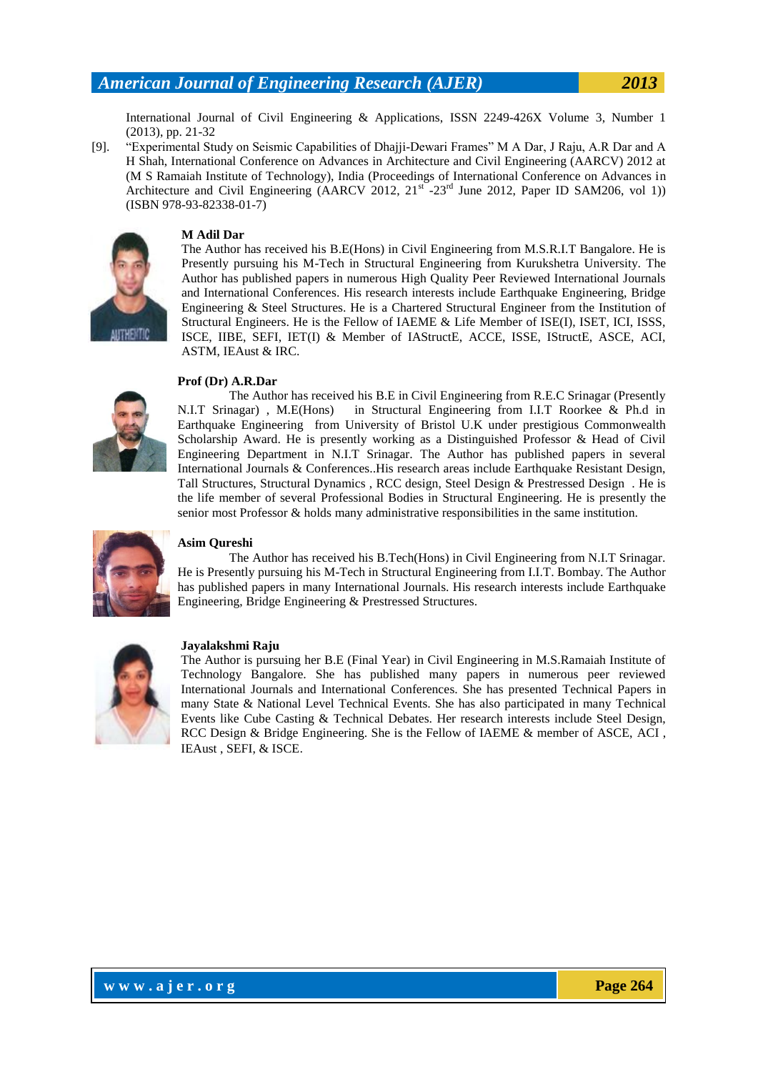International Journal of Civil Engineering & Applications, ISSN 2249-426X Volume 3, Number 1 (2013), pp. 21-32

[9]. "Experimental Study on Seismic Capabilities of Dhajji-Dewari Frames" M A Dar, J Raju, A.R Dar and A H Shah, International Conference on Advances in Architecture and Civil Engineering (AARCV) 2012 at (M S Ramaiah Institute of Technology), India (Proceedings of International Conference on Advances in Architecture and Civil Engineering (AARCV 2012, 21st -23rd June 2012, Paper ID SAM206, vol 1)) (ISBN 978-93-82338-01-7)

**M Adil Dar**

The Author has received his B.E(Hons) in Civil Engineering from M.S.R.I.T Bangalore. He is Presently pursuing his M-Tech in Structural Engineering from Kurukshetra University. The Author has published papers in numerous High Quality Peer Reviewed International Journals and International Conferences. His research interests include Earthquake Engineering, Bridge Engineering & Steel Structures. He is a Chartered Structural Engineer from the Institution of Structural Engineers. He is the Fellow of IAEME & Life Member of ISE(I), ISET, ICI, ISSS, ISCE, IIBE, SEFI, IET(I) & Member of IAStructE, ACCE, ISSE, IStructE, ASCE, ACI, ASTM, IEAust & IRC.

**Prof (Dr) A.R.Dar**

The Author has received his B.E in Civil Engineering from R.E.C Srinagar (Presently N.I.T Srinagar) , M.E(Hons) in Structural Engineering from I.I.T Roorkee & Ph.d in Earthquake Engineering from University of Bristol U.K under prestigious Commonwealth Scholarship Award. He is presently working as a Distinguished Professor & Head of Civil Engineering Department in N.I.T Srinagar. The Author has published papers in several International Journals & Conferences..His research areas include Earthquake Resistant Design, Tall Structures, Structural Dynamics , RCC design, Steel Design & Prestressed Design . He is the life member of several Professional Bodies in Structural Engineering. He is presently the senior most Professor & holds many administrative responsibilities in the same institution.

**Asim Qureshi**

The Author has received his B.Tech(Hons) in Civil Engineering from N.I.T Srinagar. He is Presently pursuing his M-Tech in Structural Engineering from I.I.T. Bombay. The Author has published papers in many International Journals. His research interests include Earthquake Engineering, Bridge Engineering & Prestressed Structures.

**Jayalakshmi Raju**

The Author is pursuing her B.E (Final Year) in Civil Engineering in M.S.Ramaiah Institute of Technology Bangalore. She has published many papers in numerous peer reviewed International Journals and International Conferences. She has presented Technical Papers in many State & National Level Technical Events. She has also participated in many Technical Events like Cube Casting & Technical Debates. Her research interests include Steel Design, RCC Design & Bridge Engineering. She is the Fellow of IAEME & member of ASCE, ACI , IEAust , SEFI, & ISCE.